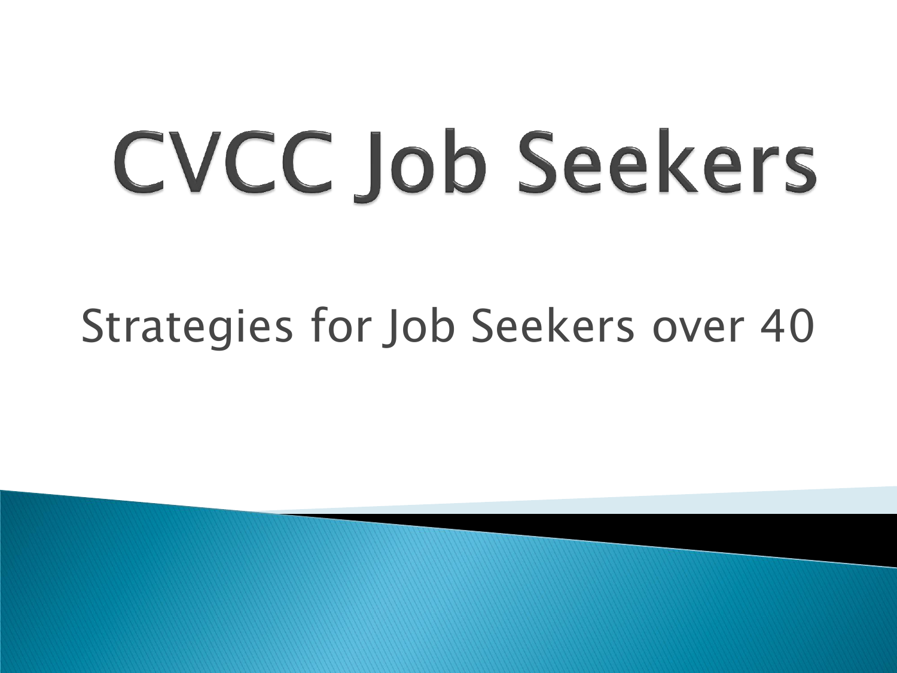# CVCC Job Seekers

Strategies for Job Seekers over 40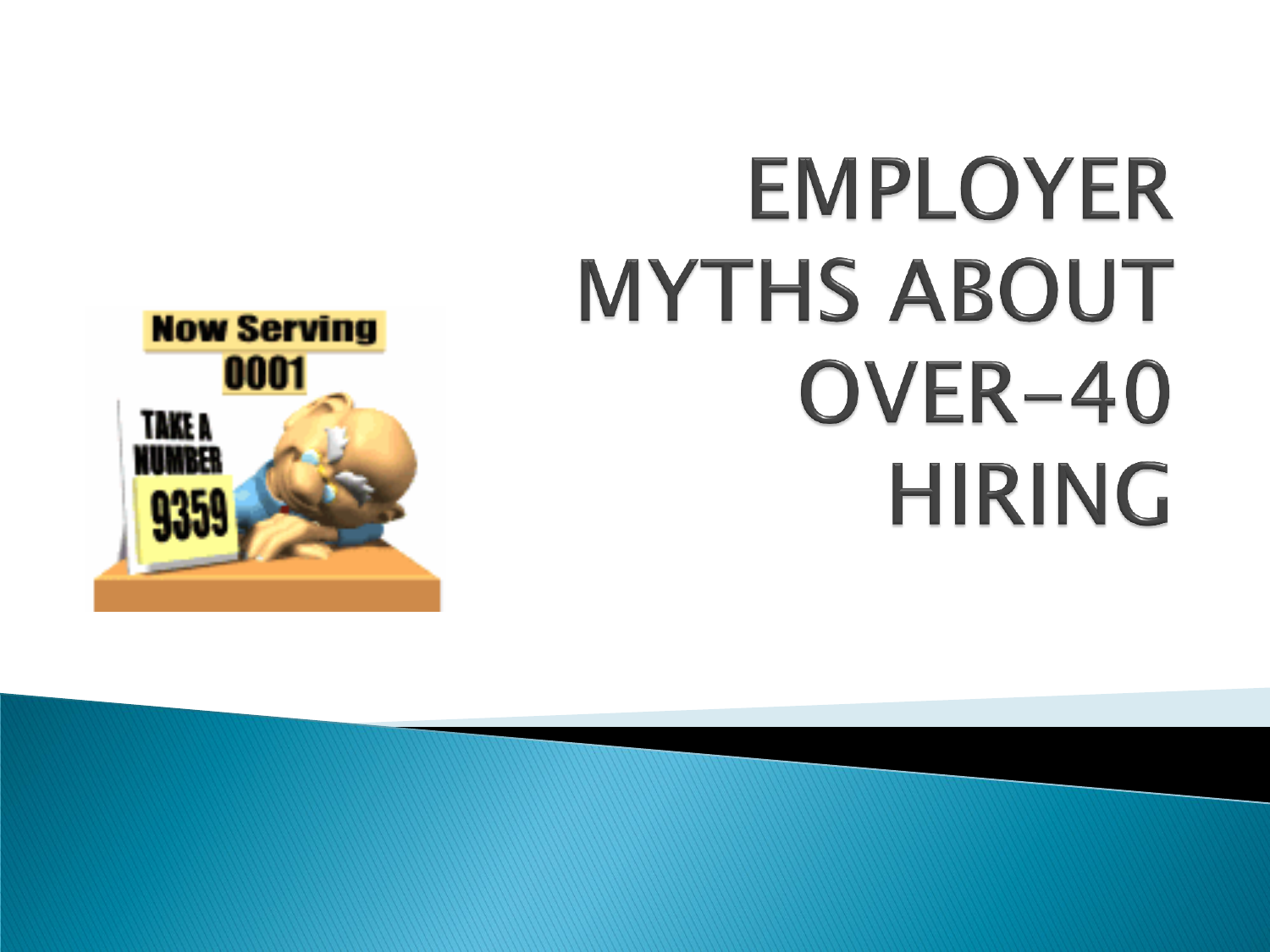# EMPLOYER MYTHS ABOUT OVER-40 HIRING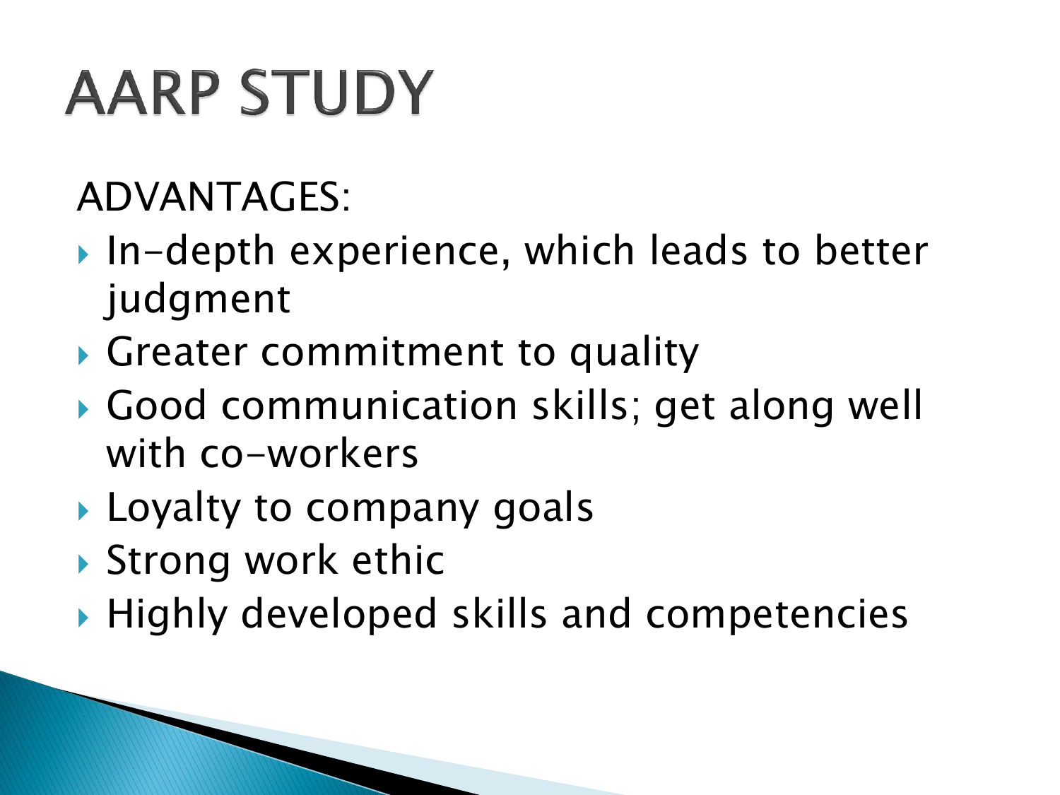# AARP STUDY

ADVANTAGES:

- In-depth experience, which leads to better judgment
- Greater commitment to quality
- Good communication skills; get along well with co-workers
- Loyalty to company goals
- Strong work ethic
- Highly developed skills and competencies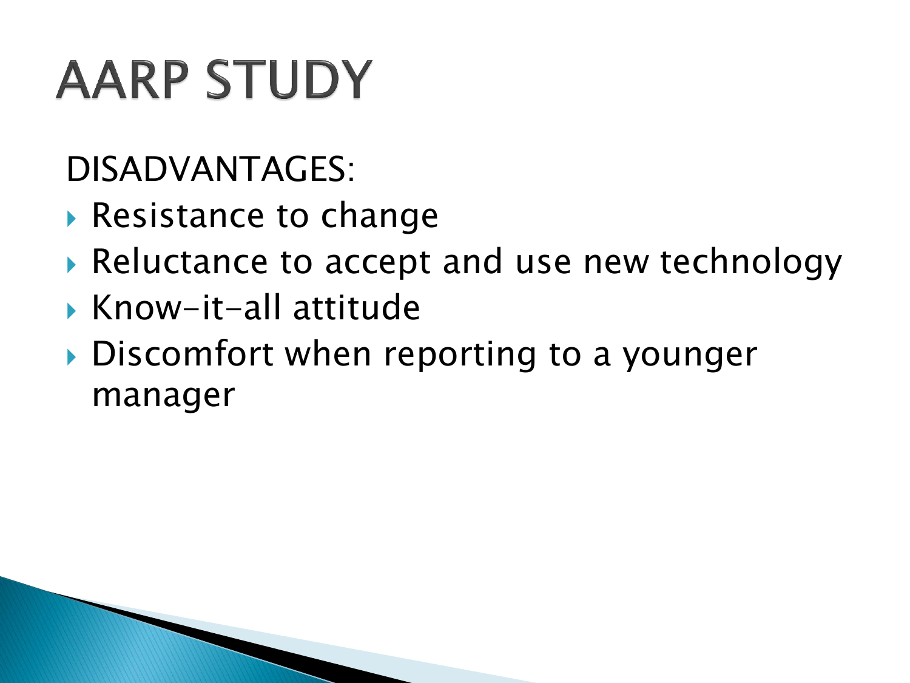# AARP STUDY

DISADVANTAGES:

- Resistance to change
- Reluctance to accept and use new technology
- Know-it-all attitude
- Discomfort when reporting to a younger manager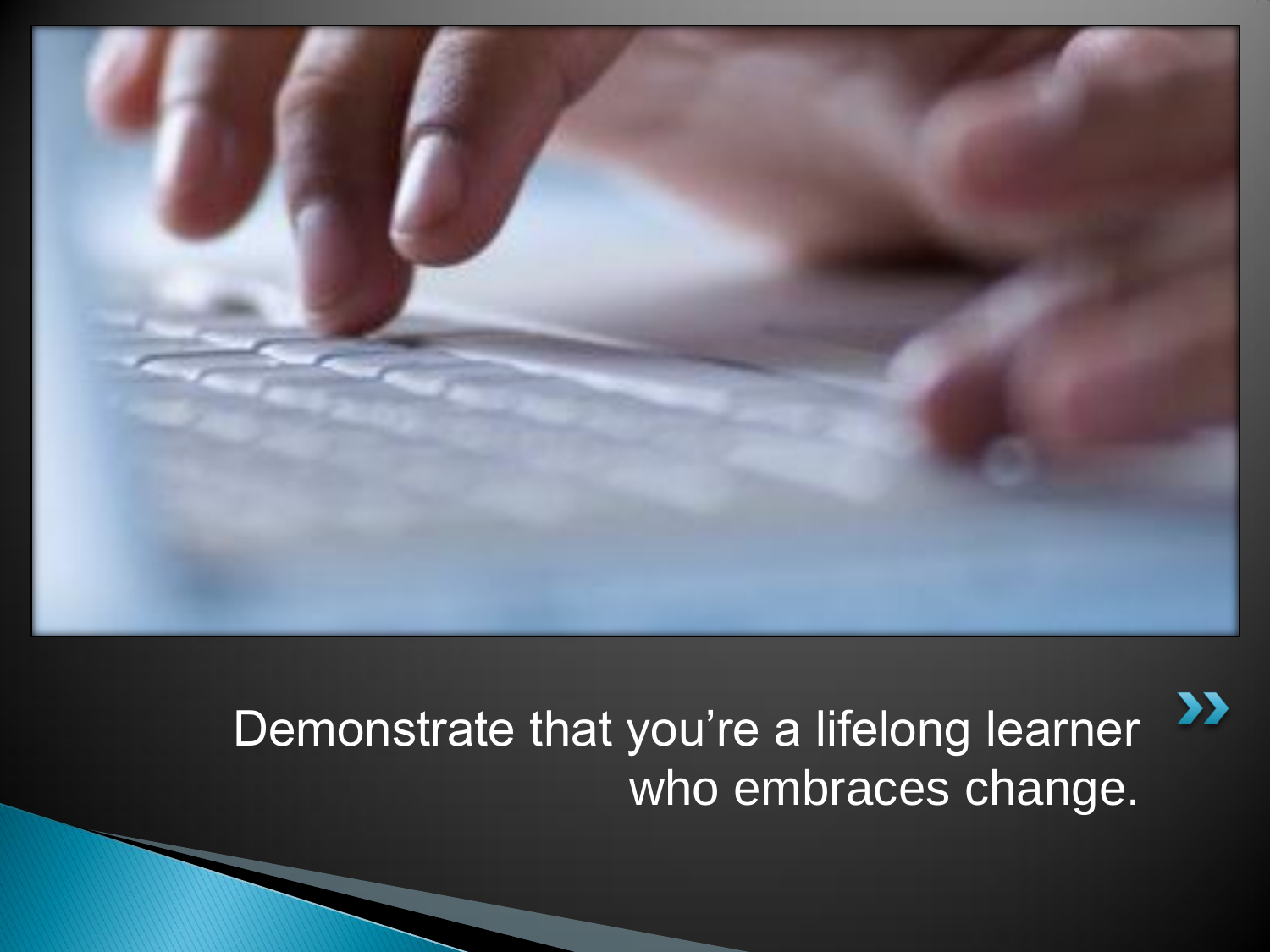Demonstrate that you're a lifelong learner who embraces change.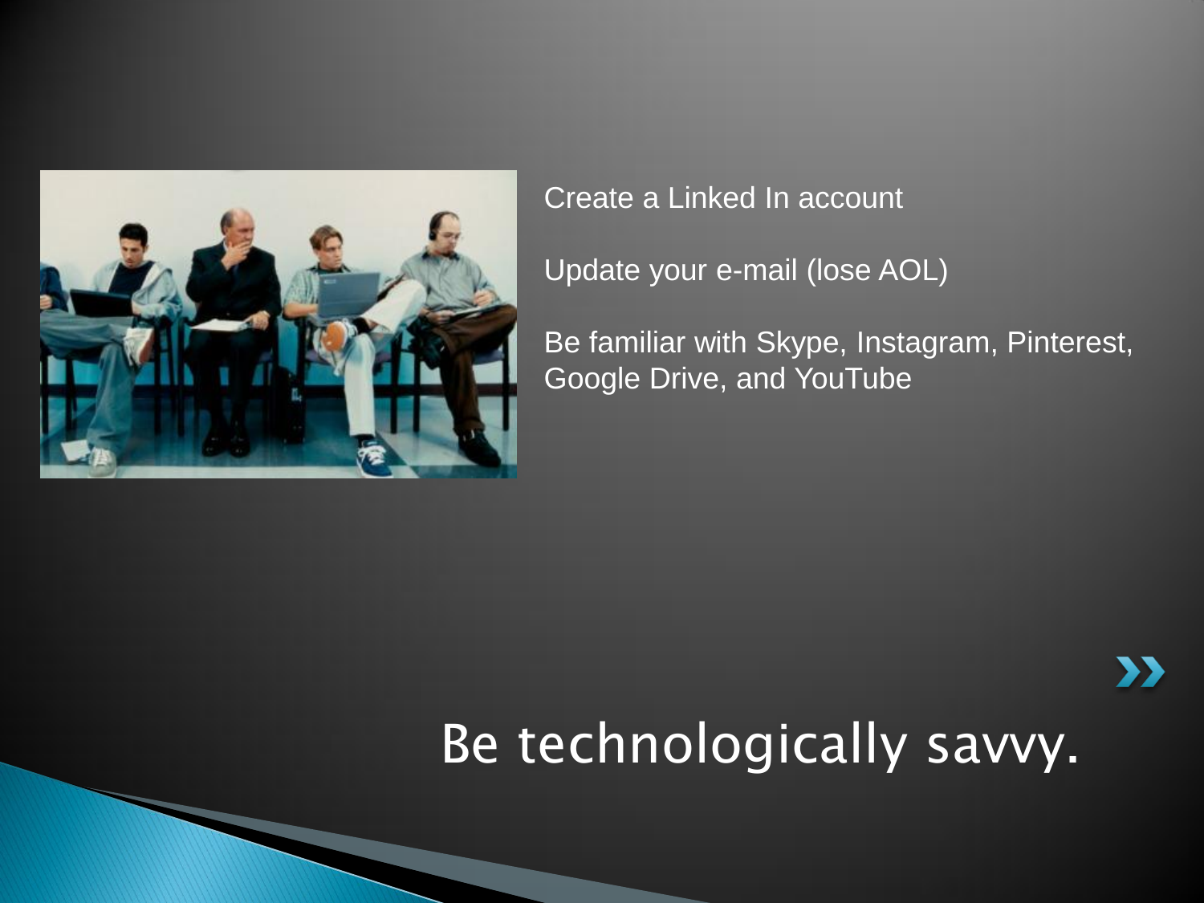Create a Linked In account

Update your e-mail (lose AOL)

Be familiar with Skype, Instagram, Pinterest, Google Drive, and YouTube

# Be technologically savvy.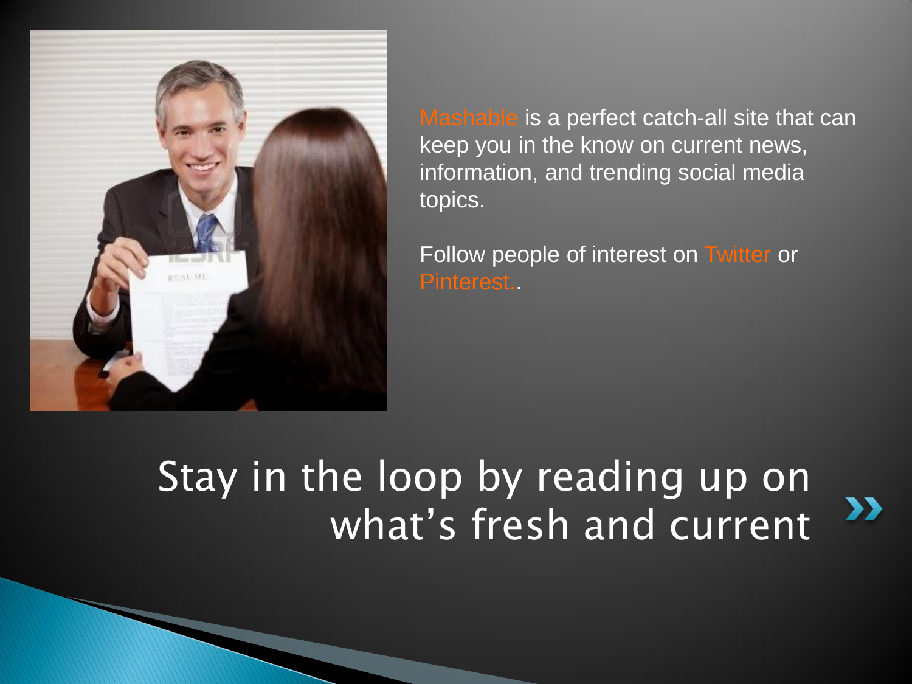Mashable is a perfect catch-all site that can keep you in the know on current news, information, and trending social media topics.

Follow people of interest on Twitter or Pinterest..

# Stay in the loop by reading up on what's fresh and current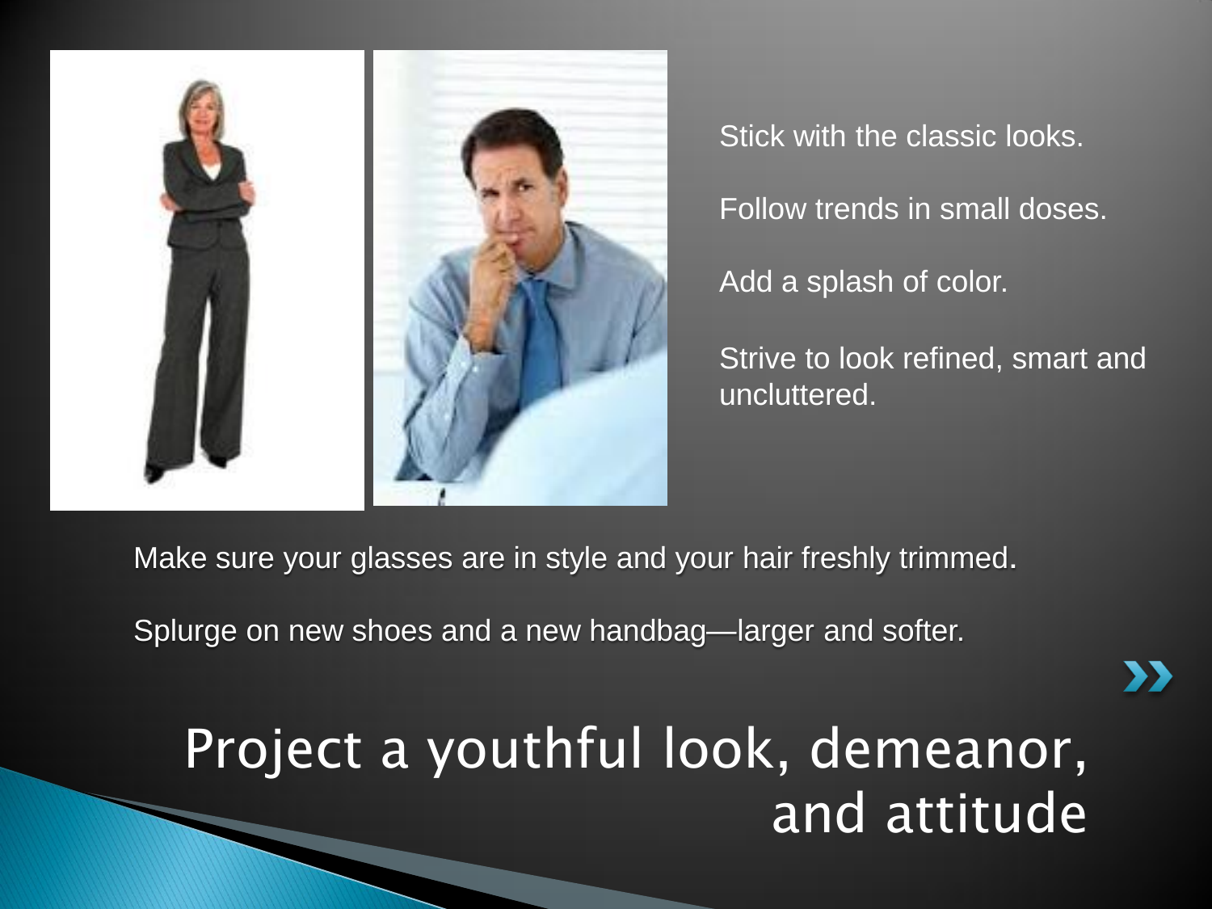Stick with the classic looks.

Follow trends in small doses.

Add a splash of color.

Strive to look refined, smart and uncluttered.

Make sure your glasses are in style and your hair freshly trimmed.

Splurge on new shoes and a new handbag—larger and softer.

# Project a youthful look, demeanor, and attitude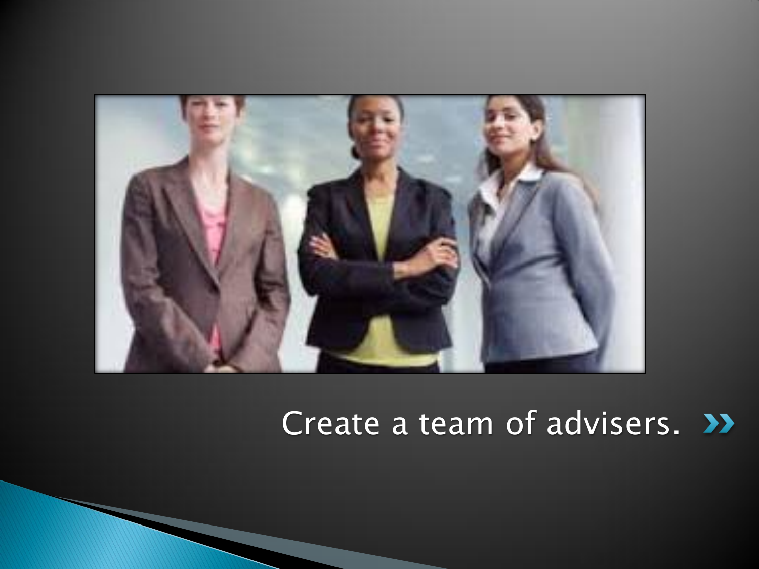Create a team of advisers.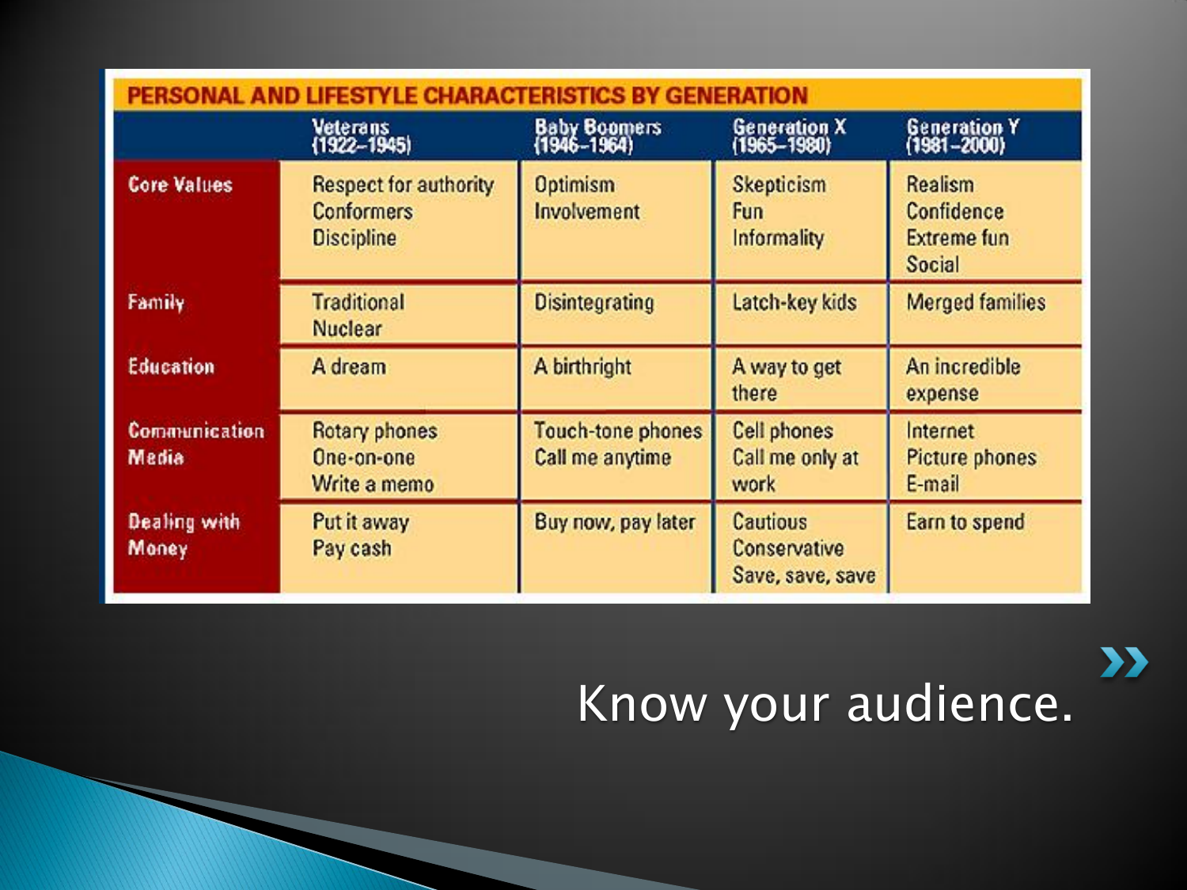| PERSONAL AND LIFESTYLE CHARACTERISTICS BY GENERATION | | | | |
|---|---|---|---|---|
| | Veterans (1922–1945) | Baby Boomers (1946–1964) | Generation X (1965–1980) | Generation Y (1981–2000) |
| Core Values | Respect for authority<br>Conformers<br>Discipline | Optimism<br>Involvement | Skepticism<br>Fun<br>Informality | Realism<br>Confidence<br>Extreme fun<br>Social |
| Family | Traditional<br>Nuclear | Disintegrating | Latch-key kids | Merged families |
| Education | A dream | A birthright | A way to get there | An incredible expense |
| Communication Media | Rotary phones<br>One-on-one<br>Write a memo | Touch-tone phones<br>Call me anytime | Cell phones<br>Call me only at work | Internet<br>Picture phones<br>E-mail |
| Dealing with Money | Put it away<br>Pay cash | Buy now, pay later | Cautious<br>Conservative<br>Save, save, save | Earn to spend |

Know your audience.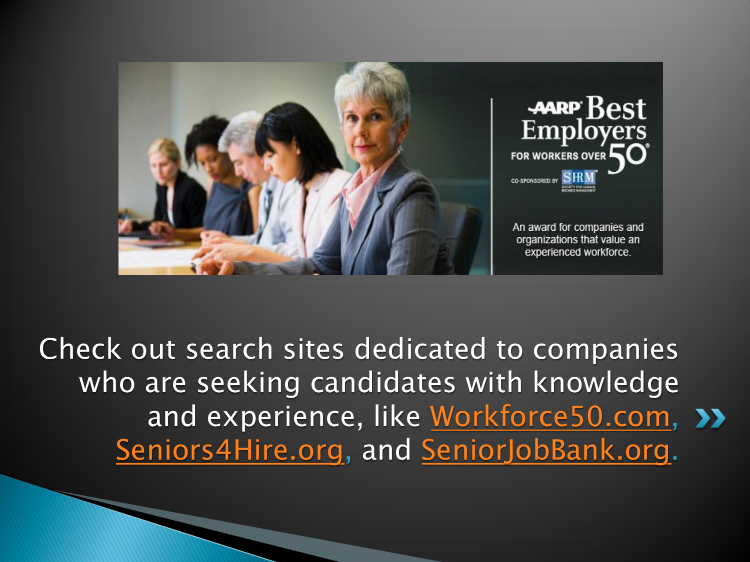Check out search sites dedicated to companies who are seeking candidates with knowledge and experience, like Workforce50.com, Seniors4Hire.org, and SeniorJobBank.org.